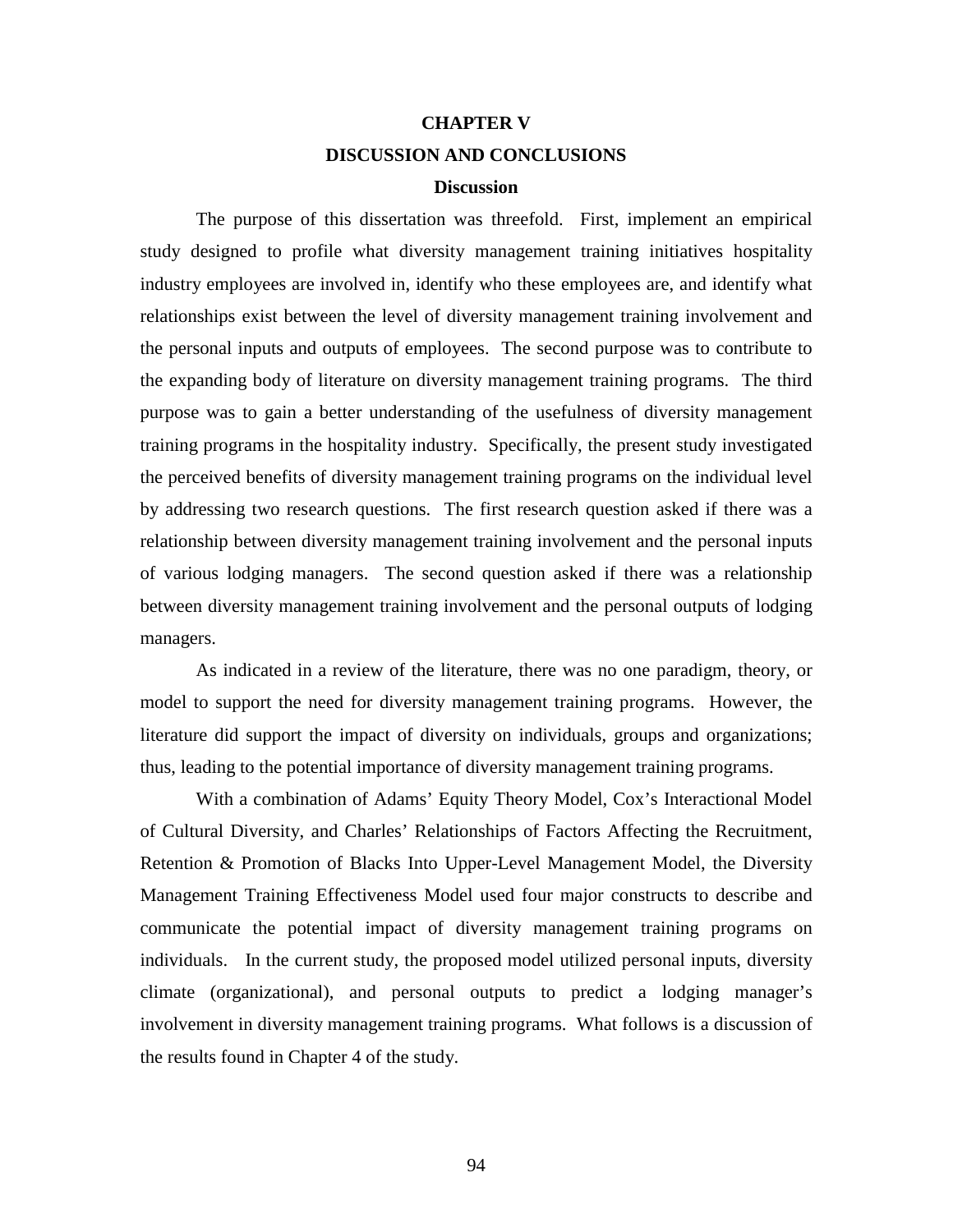# CHAPTER V

# DISCUSSION AND CONCLUSIONS

## Discussion

The purpose of this dissertation was threefold. First, implement an empirical study designed to profile what diversity management training initiatives hospitality industry employees are involved in, identify who these employees are, and identify what relationships exist between the level of diversity management training involvement and the personal inputs and outputs of employees. The second purpose was to contribute to the expanding body of literature on diversity management training programs. The third purpose was to gain a better understanding of the usefulness of diversity management training programs in the hospitality industry. Specifically, the present study investigated the perceived benefits of diversity management training programs on the individual level by addressing two research questions. The first research question asked if there was a relationship between diversity management training involvement and the personal inputs of various lodging managers. The second question asked if there was a relationship between diversity management training involvement and the personal outputs of lodging managers.

As indicated in a review of the literature, there was no one paradigm, theory, or model to support the need for diversity management training programs. However, the literature did support the impact of diversity on individuals, groups and organizations; thus, leading to the potential importance of diversity management training programs.

With a combination of Adams' Equity Theory Model, Cox's Interactional Model of Cultural Diversity, and Charles' Relationships of Factors Affecting the Recruitment, Retention & Promotion of Blacks Into Upper-Level Management Model, the Diversity Management Training Effectiveness Model used four major constructs to describe and communicate the potential impact of diversity management training programs on individuals. In the current study, the proposed model utilized personal inputs, diversity climate (organizational), and personal outputs to predict a lodging manager's involvement in diversity management training programs. What follows is a discussion of the results found in Chapter 4 of the study.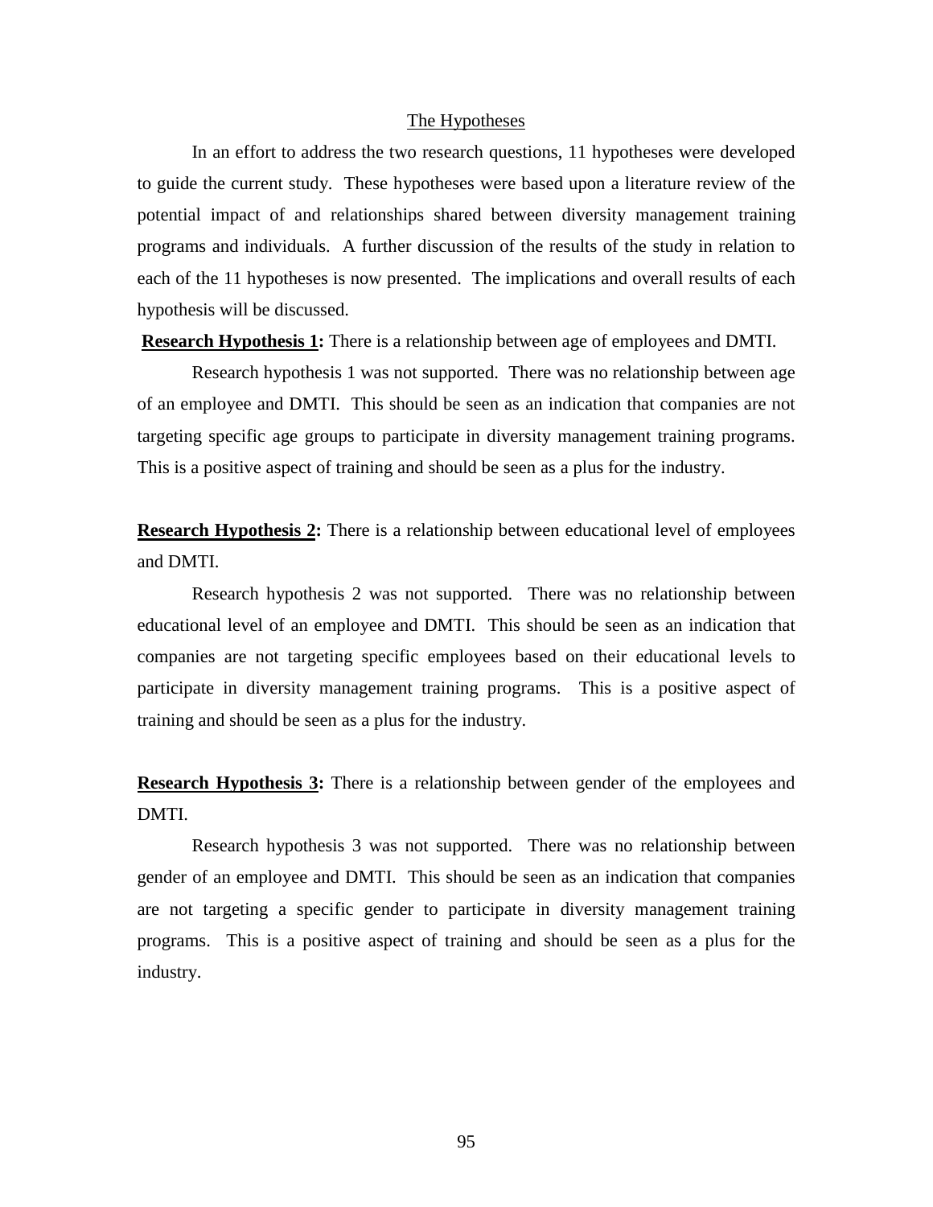## The Hypotheses

In an effort to address the two research questions, 11 hypotheses were developed to guide the current study. These hypotheses were based upon a literature review of the potential impact of and relationships shared between diversity management training programs and individuals. A further discussion of the results of the study in relation to each of the 11 hypotheses is now presented. The implications and overall results of each hypothesis will be discussed.

**Research Hypothesis 1:** There is a relationship between age of employees and DMTI.

Research hypothesis 1 was not supported. There was no relationship between age of an employee and DMTI. This should be seen as an indication that companies are not targeting specific age groups to participate in diversity management training programs. This is a positive aspect of training and should be seen as a plus for the industry.

**Research Hypothesis 2:** There is a relationship between educational level of employees and DMTI.

Research hypothesis 2 was not supported. There was no relationship between educational level of an employee and DMTI. This should be seen as an indication that companies are not targeting specific employees based on their educational levels to participate in diversity management training programs. This is a positive aspect of training and should be seen as a plus for the industry.

**Research Hypothesis 3:** There is a relationship between gender of the employees and DMTI.

Research hypothesis 3 was not supported. There was no relationship between gender of an employee and DMTI. This should be seen as an indication that companies are not targeting a specific gender to participate in diversity management training programs. This is a positive aspect of training and should be seen as a plus for the industry.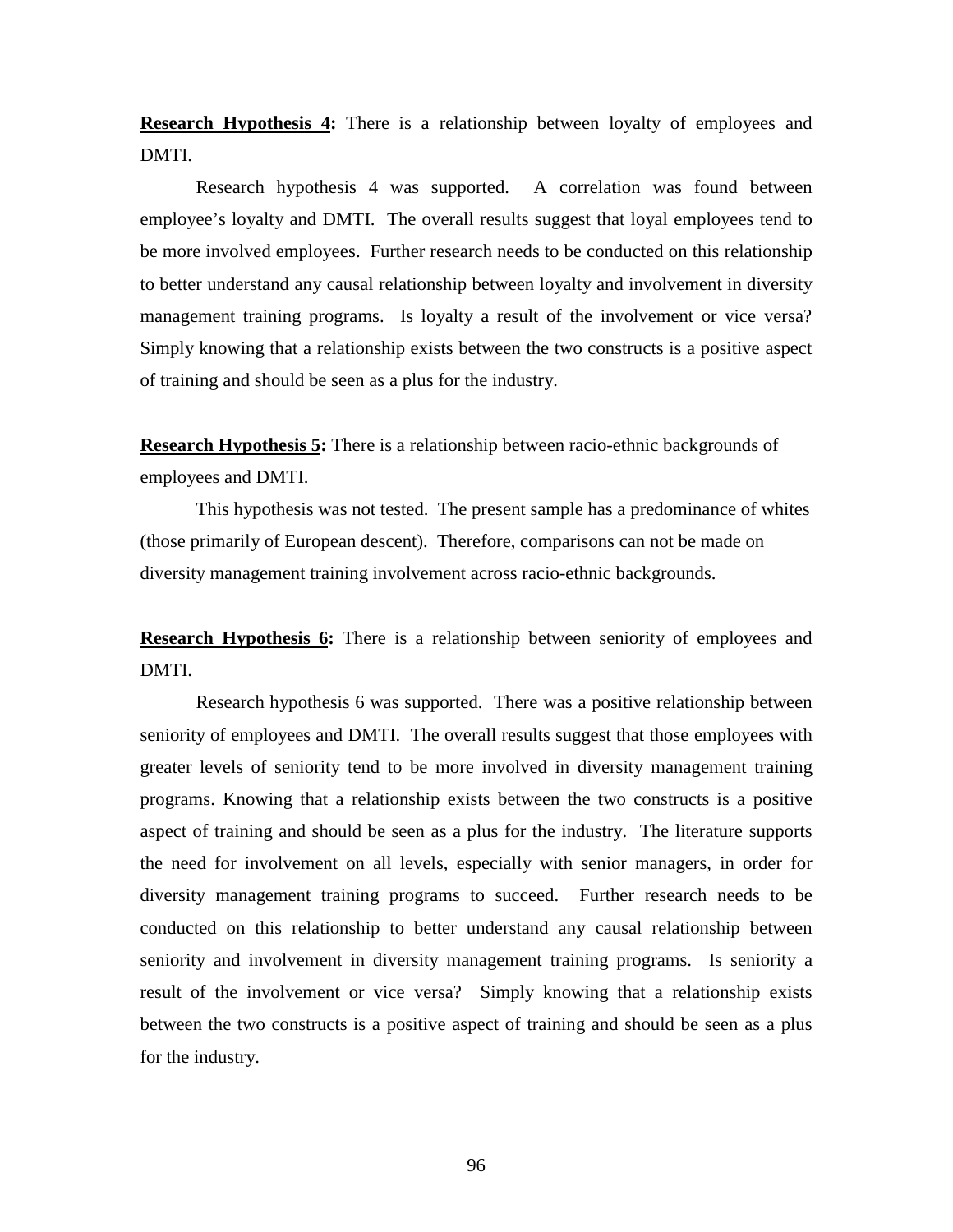**<u>Research Hypothesis 4</u>:** There is a relationship between loyalty of employees and DMTI.

Research hypothesis 4 was supported. A correlation was found between employee's loyalty and DMTI. The overall results suggest that loyal employees tend to be more involved employees. Further research needs to be conducted on this relationship to better understand any causal relationship between loyalty and involvement in diversity management training programs. Is loyalty a result of the involvement or vice versa? Simply knowing that a relationship exists between the two constructs is a positive aspect of training and should be seen as a plus for the industry.

**<u>Research Hypothesis 5</u>:** There is a relationship between racio-ethnic backgrounds of employees and DMTI.

This hypothesis was not tested. The present sample has a predominance of whites (those primarily of European descent). Therefore, comparisons can not be made on diversity management training involvement across racio-ethnic backgrounds.

**<u>Research Hypothesis 6</u>:** There is a relationship between seniority of employees and DMTI.

Research hypothesis 6 was supported. There was a positive relationship between seniority of employees and DMTI. The overall results suggest that those employees with greater levels of seniority tend to be more involved in diversity management training programs. Knowing that a relationship exists between the two constructs is a positive aspect of training and should be seen as a plus for the industry. The literature supports the need for involvement on all levels, especially with senior managers, in order for diversity management training programs to succeed. Further research needs to be conducted on this relationship to better understand any causal relationship between seniority and involvement in diversity management training programs. Is seniority a result of the involvement or vice versa? Simply knowing that a relationship exists between the two constructs is a positive aspect of training and should be seen as a plus for the industry.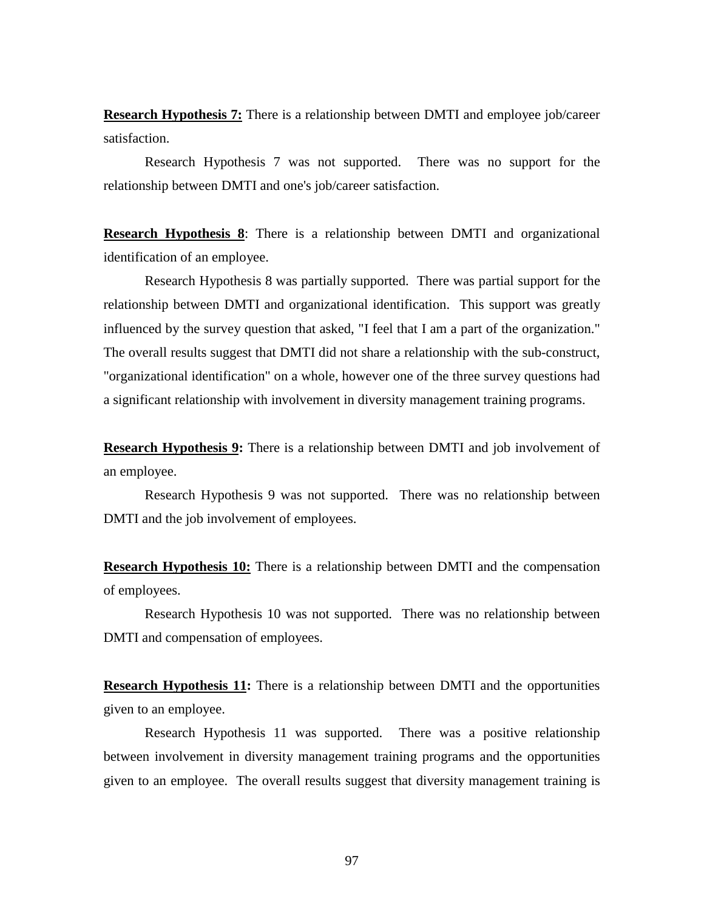**Research Hypothesis 7:** There is a relationship between DMTI and employee job/career satisfaction.

Research Hypothesis 7 was not supported. There was no support for the relationship between DMTI and one's job/career satisfaction.

**Research Hypothesis 8**: There is a relationship between DMTI and organizational identification of an employee.

Research Hypothesis 8 was partially supported. There was partial support for the relationship between DMTI and organizational identification. This support was greatly influenced by the survey question that asked, "I feel that I am a part of the organization." The overall results suggest that DMTI did not share a relationship with the sub-construct, "organizational identification" on a whole, however one of the three survey questions had a significant relationship with involvement in diversity management training programs.

**Research Hypothesis 9:** There is a relationship between DMTI and job involvement of an employee.

Research Hypothesis 9 was not supported. There was no relationship between DMTI and the job involvement of employees.

**Research Hypothesis 10:** There is a relationship between DMTI and the compensation of employees.

Research Hypothesis 10 was not supported. There was no relationship between DMTI and compensation of employees.

**Research Hypothesis 11:** There is a relationship between DMTI and the opportunities given to an employee.

Research Hypothesis 11 was supported. There was a positive relationship between involvement in diversity management training programs and the opportunities given to an employee. The overall results suggest that diversity management training is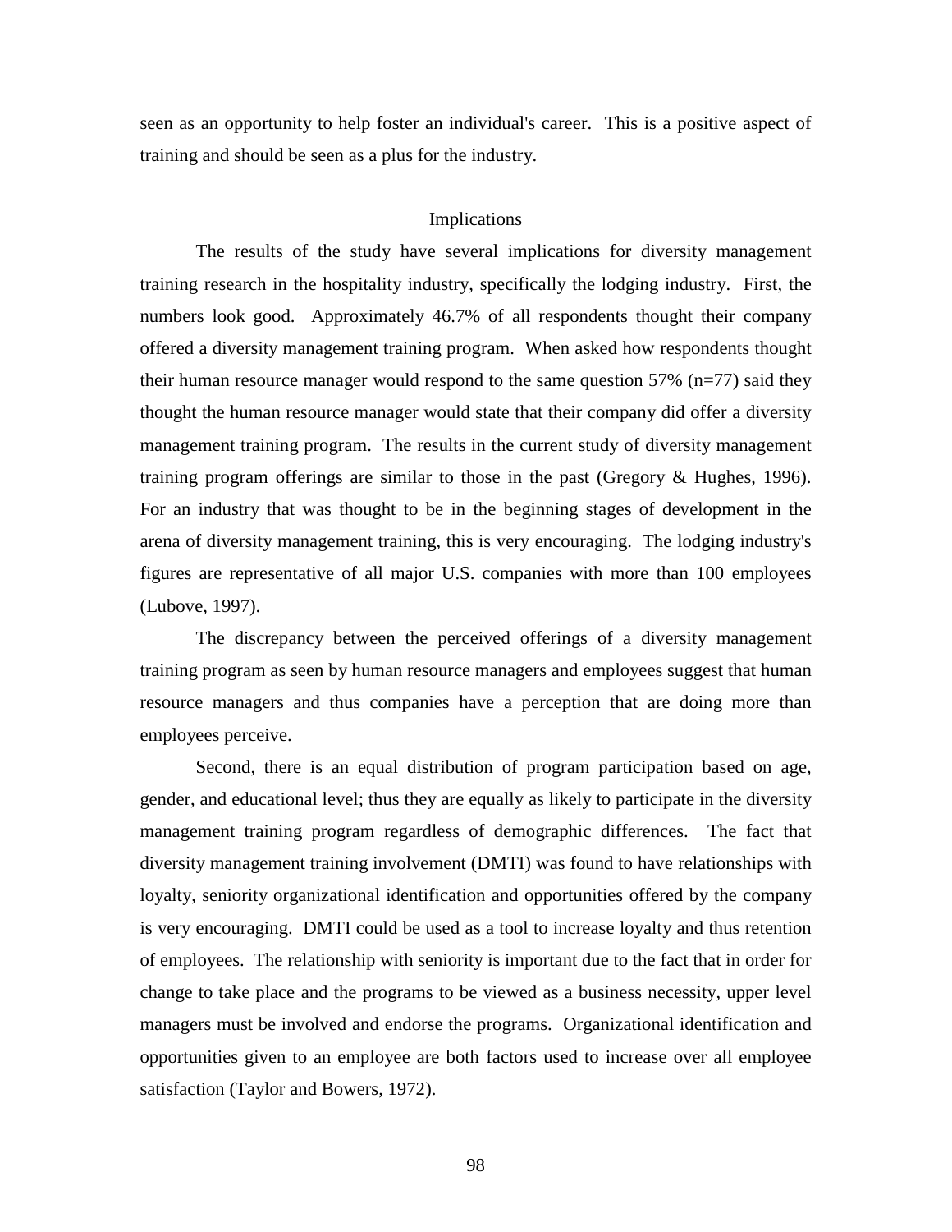seen as an opportunity to help foster an individual's career. This is a positive aspect of training and should be seen as a plus for the industry.

## Implications

The results of the study have several implications for diversity management training research in the hospitality industry, specifically the lodging industry. First, the numbers look good. Approximately 46.7% of all respondents thought their company offered a diversity management training program. When asked how respondents thought their human resource manager would respond to the same question 57% (n=77) said they thought the human resource manager would state that their company did offer a diversity management training program. The results in the current study of diversity management training program offerings are similar to those in the past (Gregory & Hughes, 1996). For an industry that was thought to be in the beginning stages of development in the arena of diversity management training, this is very encouraging. The lodging industry's figures are representative of all major U.S. companies with more than 100 employees (Lubove, 1997).

The discrepancy between the perceived offerings of a diversity management training program as seen by human resource managers and employees suggest that human resource managers and thus companies have a perception that are doing more than employees perceive.

Second, there is an equal distribution of program participation based on age, gender, and educational level; thus they are equally as likely to participate in the diversity management training program regardless of demographic differences. The fact that diversity management training involvement (DMTI) was found to have relationships with loyalty, seniority organizational identification and opportunities offered by the company is very encouraging. DMTI could be used as a tool to increase loyalty and thus retention of employees. The relationship with seniority is important due to the fact that in order for change to take place and the programs to be viewed as a business necessity, upper level managers must be involved and endorse the programs. Organizational identification and opportunities given to an employee are both factors used to increase over all employee satisfaction (Taylor and Bowers, 1972).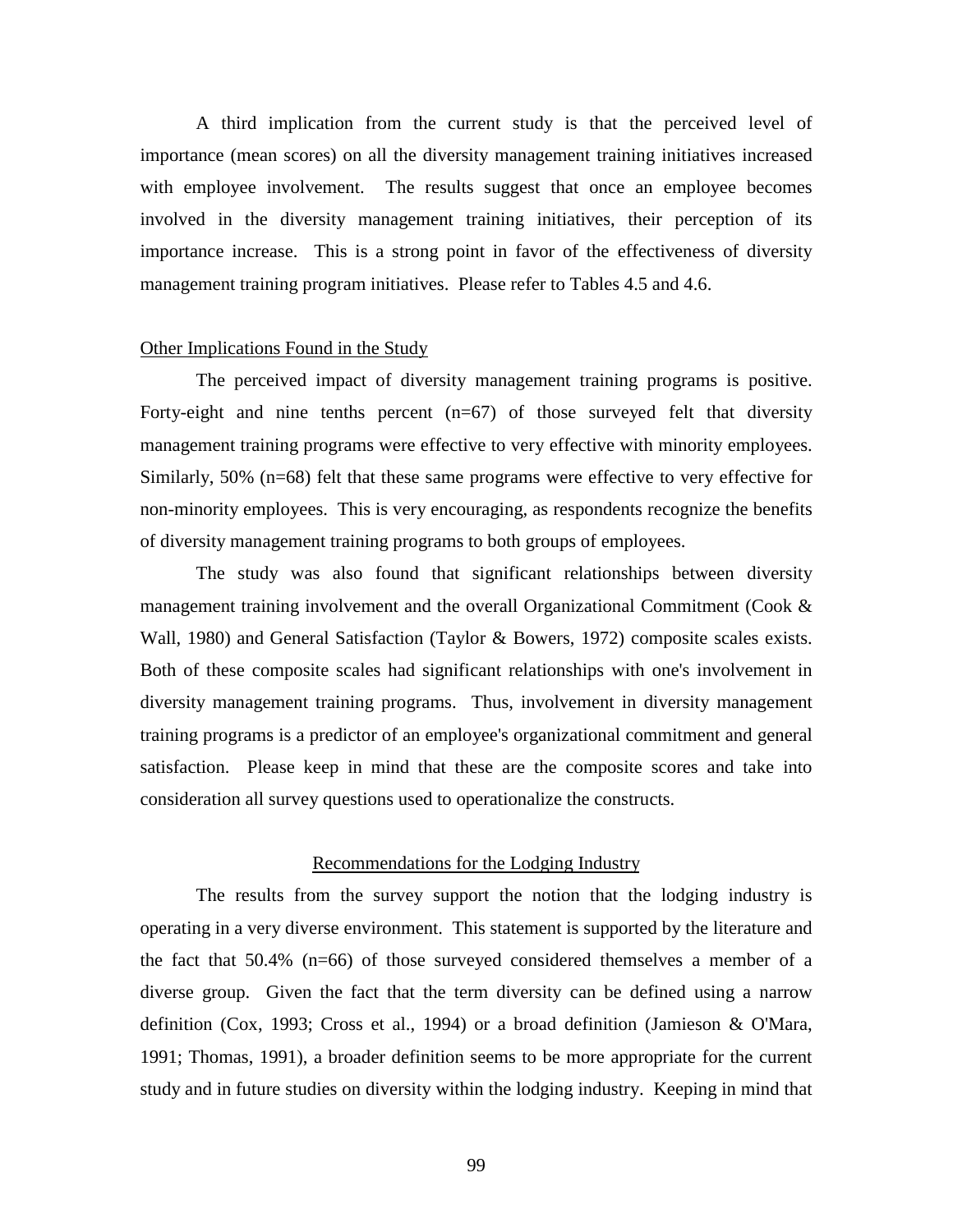A third implication from the current study is that the perceived level of importance (mean scores) on all the diversity management training initiatives increased with employee involvement. The results suggest that once an employee becomes involved in the diversity management training initiatives, their perception of its importance increase. This is a strong point in favor of the effectiveness of diversity management training program initiatives. Please refer to Tables 4.5 and 4.6.

### Other Implications Found in the Study

The perceived impact of diversity management training programs is positive. Forty-eight and nine tenths percent (n=67) of those surveyed felt that diversity management training programs were effective to very effective with minority employees. Similarly, 50% (n=68) felt that these same programs were effective to very effective for non-minority employees. This is very encouraging, as respondents recognize the benefits of diversity management training programs to both groups of employees.

The study was also found that significant relationships between diversity management training involvement and the overall Organizational Commitment (Cook & Wall, 1980) and General Satisfaction (Taylor & Bowers, 1972) composite scales exists. Both of these composite scales had significant relationships with one's involvement in diversity management training programs. Thus, involvement in diversity management training programs is a predictor of an employee's organizational commitment and general satisfaction. Please keep in mind that these are the composite scores and take into consideration all survey questions used to operationalize the constructs.

## Recommendations for the Lodging Industry

The results from the survey support the notion that the lodging industry is operating in a very diverse environment. This statement is supported by the literature and the fact that 50.4% (n=66) of those surveyed considered themselves a member of a diverse group. Given the fact that the term diversity can be defined using a narrow definition (Cox, 1993; Cross et al., 1994) or a broad definition (Jamieson & O'Mara, 1991; Thomas, 1991), a broader definition seems to be more appropriate for the current study and in future studies on diversity within the lodging industry. Keeping in mind that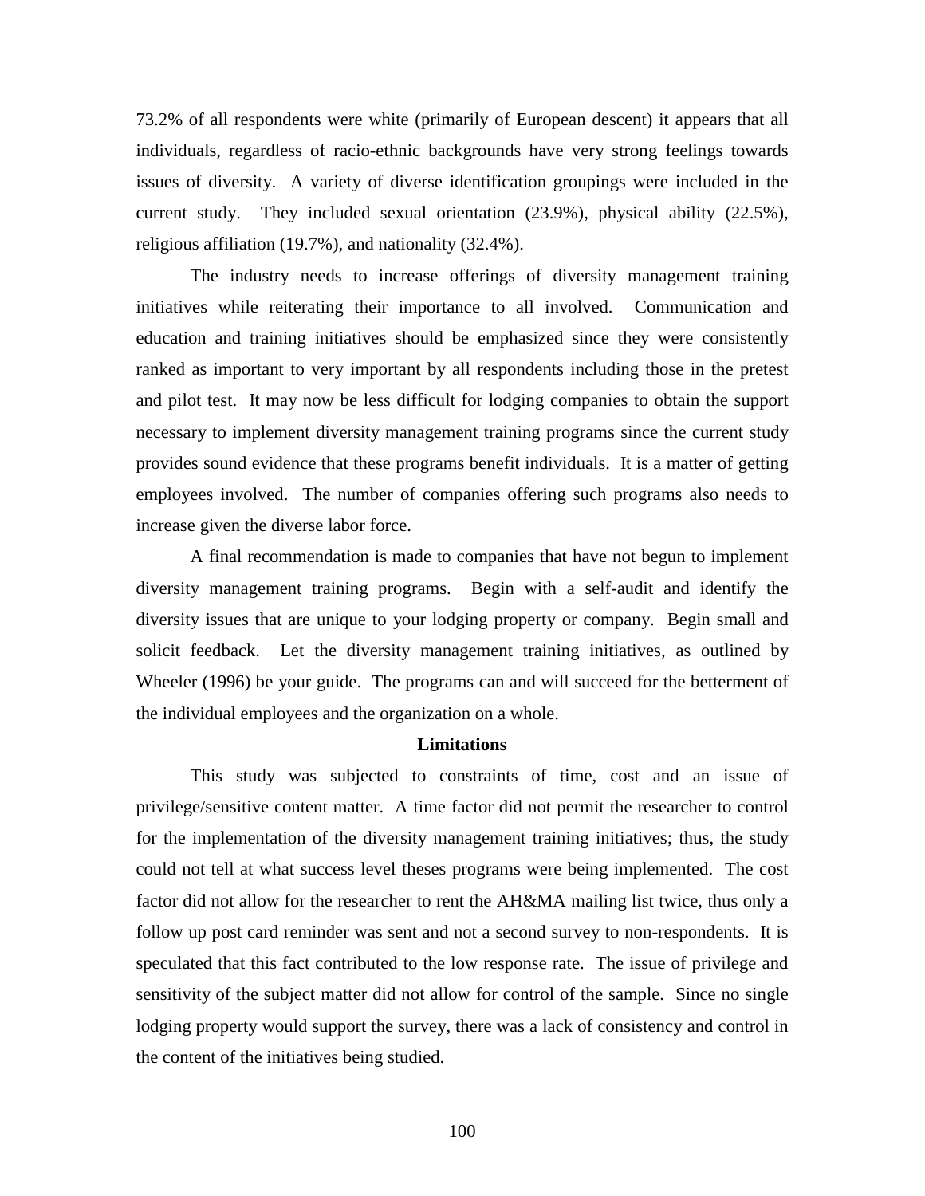73.2% of all respondents were white (primarily of European descent) it appears that all individuals, regardless of racio-ethnic backgrounds have very strong feelings towards issues of diversity. A variety of diverse identification groupings were included in the current study. They included sexual orientation (23.9%), physical ability (22.5%), religious affiliation (19.7%), and nationality (32.4%).

The industry needs to increase offerings of diversity management training initiatives while reiterating their importance to all involved. Communication and education and training initiatives should be emphasized since they were consistently ranked as important to very important by all respondents including those in the pretest and pilot test. It may now be less difficult for lodging companies to obtain the support necessary to implement diversity management training programs since the current study provides sound evidence that these programs benefit individuals. It is a matter of getting employees involved. The number of companies offering such programs also needs to increase given the diverse labor force.

A final recommendation is made to companies that have not begun to implement diversity management training programs. Begin with a self-audit and identify the diversity issues that are unique to your lodging property or company. Begin small and solicit feedback. Let the diversity management training initiatives, as outlined by Wheeler (1996) be your guide. The programs can and will succeed for the betterment of the individual employees and the organization on a whole.

## Limitations

This study was subjected to constraints of time, cost and an issue of privilege/sensitive content matter. A time factor did not permit the researcher to control for the implementation of the diversity management training initiatives; thus, the study could not tell at what success level theses programs were being implemented. The cost factor did not allow for the researcher to rent the AH&MA mailing list twice, thus only a follow up post card reminder was sent and not a second survey to non-respondents. It is speculated that this fact contributed to the low response rate. The issue of privilege and sensitivity of the subject matter did not allow for control of the sample. Since no single lodging property would support the survey, there was a lack of consistency and control in the content of the initiatives being studied.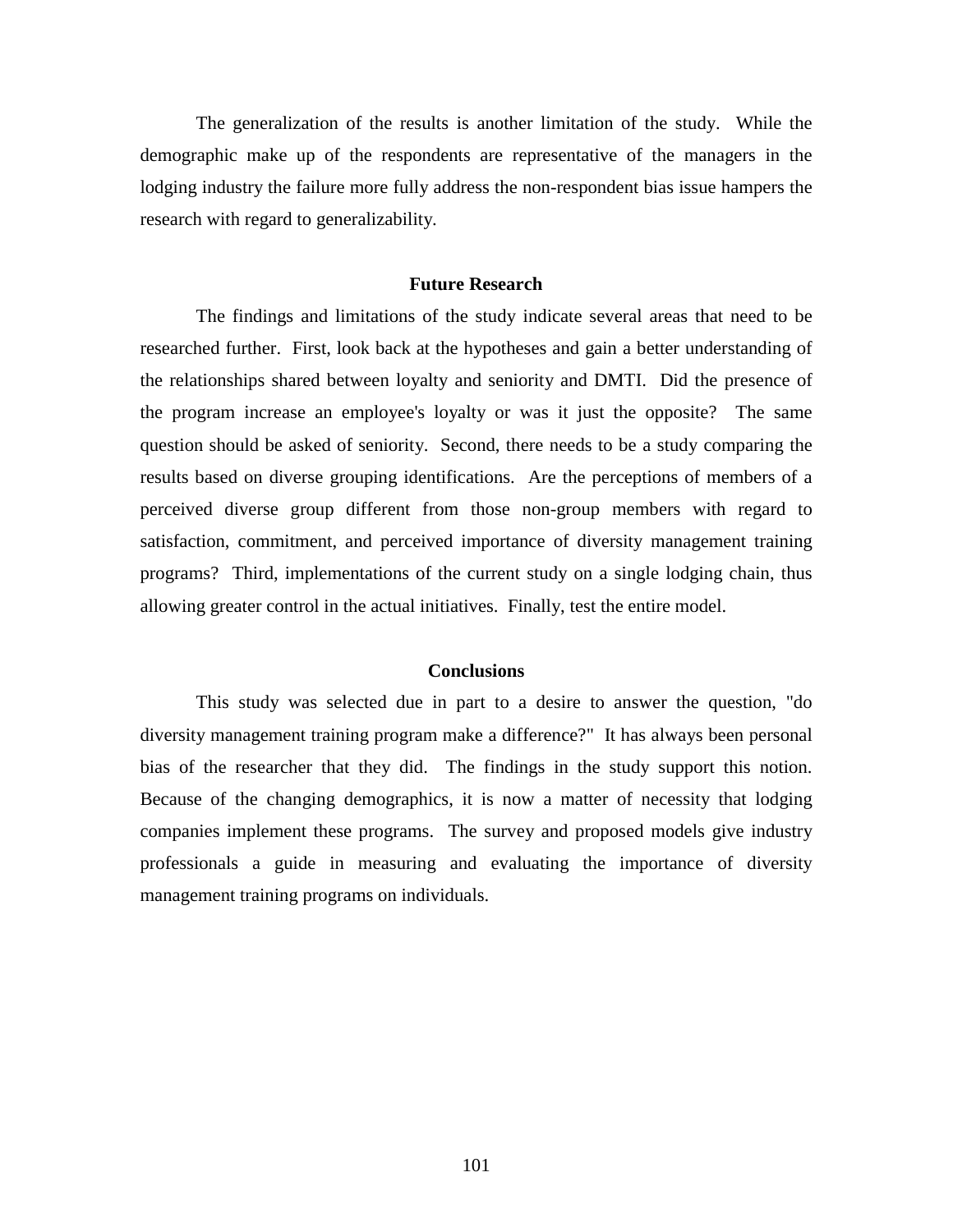The generalization of the results is another limitation of the study. While the demographic make up of the respondents are representative of the managers in the lodging industry the failure more fully address the non-respondent bias issue hampers the research with regard to generalizability.

## Future Research

The findings and limitations of the study indicate several areas that need to be researched further. First, look back at the hypotheses and gain a better understanding of the relationships shared between loyalty and seniority and DMTI. Did the presence of the program increase an employee's loyalty or was it just the opposite? The same question should be asked of seniority. Second, there needs to be a study comparing the results based on diverse grouping identifications. Are the perceptions of members of a perceived diverse group different from those non-group members with regard to satisfaction, commitment, and perceived importance of diversity management training programs? Third, implementations of the current study on a single lodging chain, thus allowing greater control in the actual initiatives. Finally, test the entire model.

## Conclusions

This study was selected due in part to a desire to answer the question, "do diversity management training program make a difference?" It has always been personal bias of the researcher that they did. The findings in the study support this notion. Because of the changing demographics, it is now a matter of necessity that lodging companies implement these programs. The survey and proposed models give industry professionals a guide in measuring and evaluating the importance of diversity management training programs on individuals.